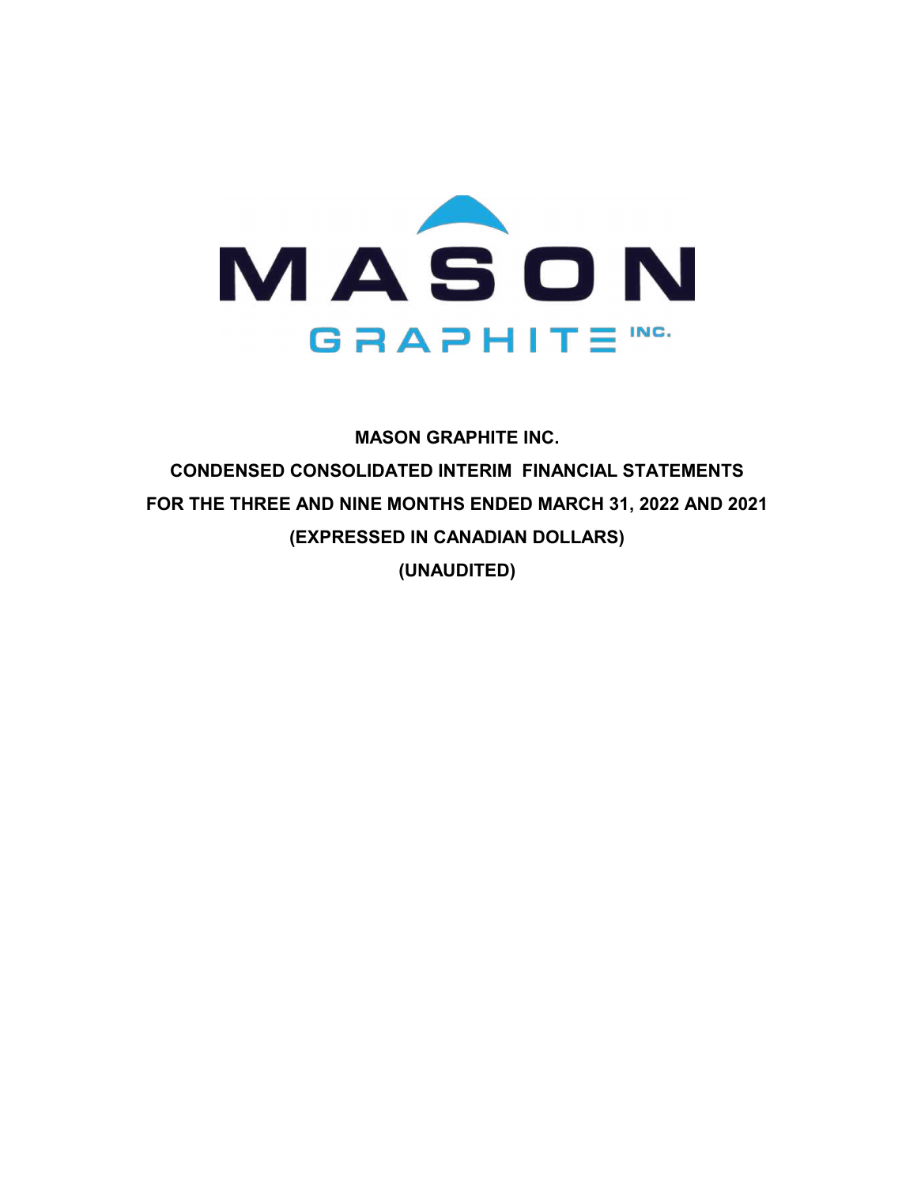**MASON GRAPHITE INC.**

**CONDENSED CONSOLIDATED INTERIM FINANCIAL STATEMENTS**

**FOR THE THREE AND NINE MONTHS ENDED MARCH 31, 2022 AND 2021**

**(EXPRESSED IN CANADIAN DOLLARS)**

**(UNAUDITED)**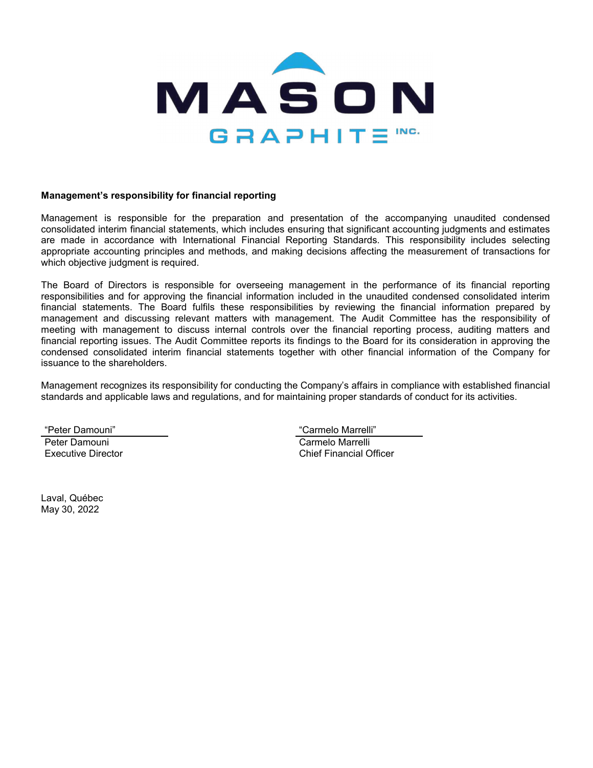**Management's responsibility for financial reporting**

Management is responsible for the preparation and presentation of the accompanying unaudited condensed consolidated interim financial statements, which includes ensuring that significant accounting judgments and estimates are made in accordance with International Financial Reporting Standards. This responsibility includes selecting appropriate accounting principles and methods, and making decisions affecting the measurement of transactions for which objective judgment is required.

The Board of Directors is responsible for overseeing management in the performance of its financial reporting responsibilities and for approving the financial information included in the unaudited condensed consolidated interim financial statements. The Board fulfils these responsibilities by reviewing the financial information prepared by management and discussing relevant matters with management. The Audit Committee has the responsibility of meeting with management to discuss internal controls over the financial reporting process, auditing matters and financial reporting issues. The Audit Committee reports its findings to the Board for its consideration in approving the condensed consolidated interim financial statements together with other financial information of the Company for issuance to the shareholders.

Management recognizes its responsibility for conducting the Company's affairs in compliance with established financial standards and applicable laws and regulations, and for maintaining proper standards of conduct for its activities.

"Peter Damouni"
Peter Damouni
Executive Director

"Carmelo Marrelli"
Carmelo Marrelli
Chief Financial Officer

Laval, Québec
May 30, 2022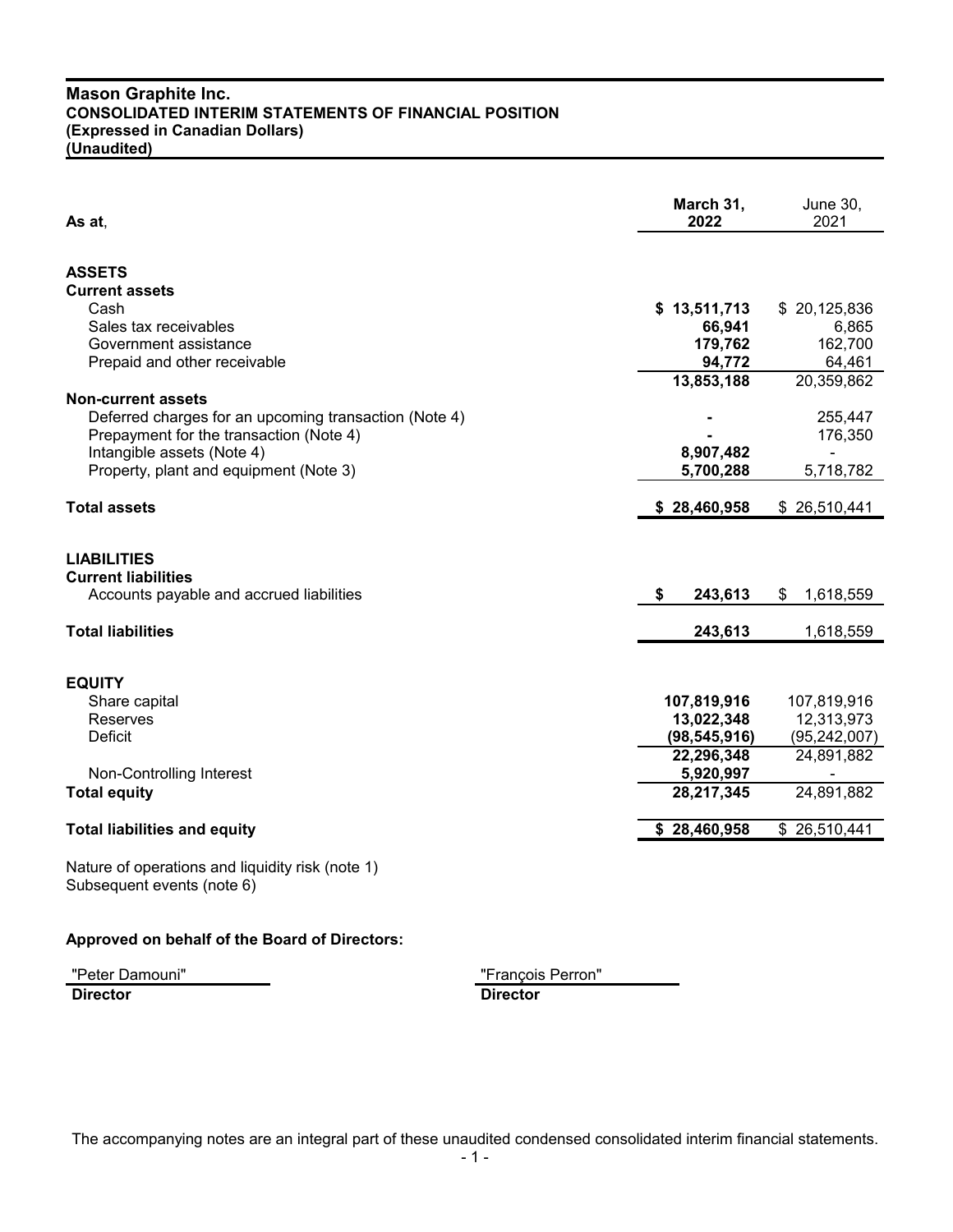# Mason Graphite Inc.
## CONSOLIDATED INTERIM STATEMENTS OF FINANCIAL POSITION
**(Expressed in Canadian Dollars)**
**(Unaudited)**

| As at, | March 31, 2022 | June 30, 2021 |
|---|---|---|
| **ASSETS** | | |
| **Current assets** | | |
| Cash | **$ 13,511,713** | $ 20,125,836 |
| Sales tax receivables | **66,941** | 6,865 |
| Government assistance | **179,762** | 162,700 |
| Prepaid and other receivable | **94,772** | 64,461 |
| | **13,853,188** | 20,359,862 |
| **Non-current assets** | | |
| Deferred charges for an upcoming transaction (Note 4) | **-** | 255,447 |
| Prepayment for the transaction (Note 4) | **-** | 176,350 |
| Intangible assets (Note 4) | **8,907,482** | - |
| Property, plant and equipment (Note 3) | **5,700,288** | 5,718,782 |
| **Total assets** | **$ 28,460,958** | $ 26,510,441 |
| **LIABILITIES** | | |
| **Current liabilities** | | |
| Accounts payable and accrued liabilities | **$ 243,613** | $ 1,618,559 |
| **Total liabilities** | **243,613** | 1,618,559 |
| **EQUITY** | | |
| Share capital | **107,819,916** | 107,819,916 |
| Reserves | **13,022,348** | 12,313,973 |
| Deficit | **(98,545,916)** | (95,242,007) |
| | **22,296,348** | 24,891,882 |
| Non-Controlling Interest | **5,920,997** | - |
| **Total equity** | **28,217,345** | 24,891,882 |
| **Total liabilities and equity** | **$ 28,460,958** | $ 26,510,441 |

Nature of operations and liquidity risk (note 1)
Subsequent events (note 6)

**Approved on behalf of the Board of Directors:**

"Peter Damouni" — **Director**

"François Perron" — **Director**

The accompanying notes are an integral part of these unaudited condensed consolidated interim financial statements.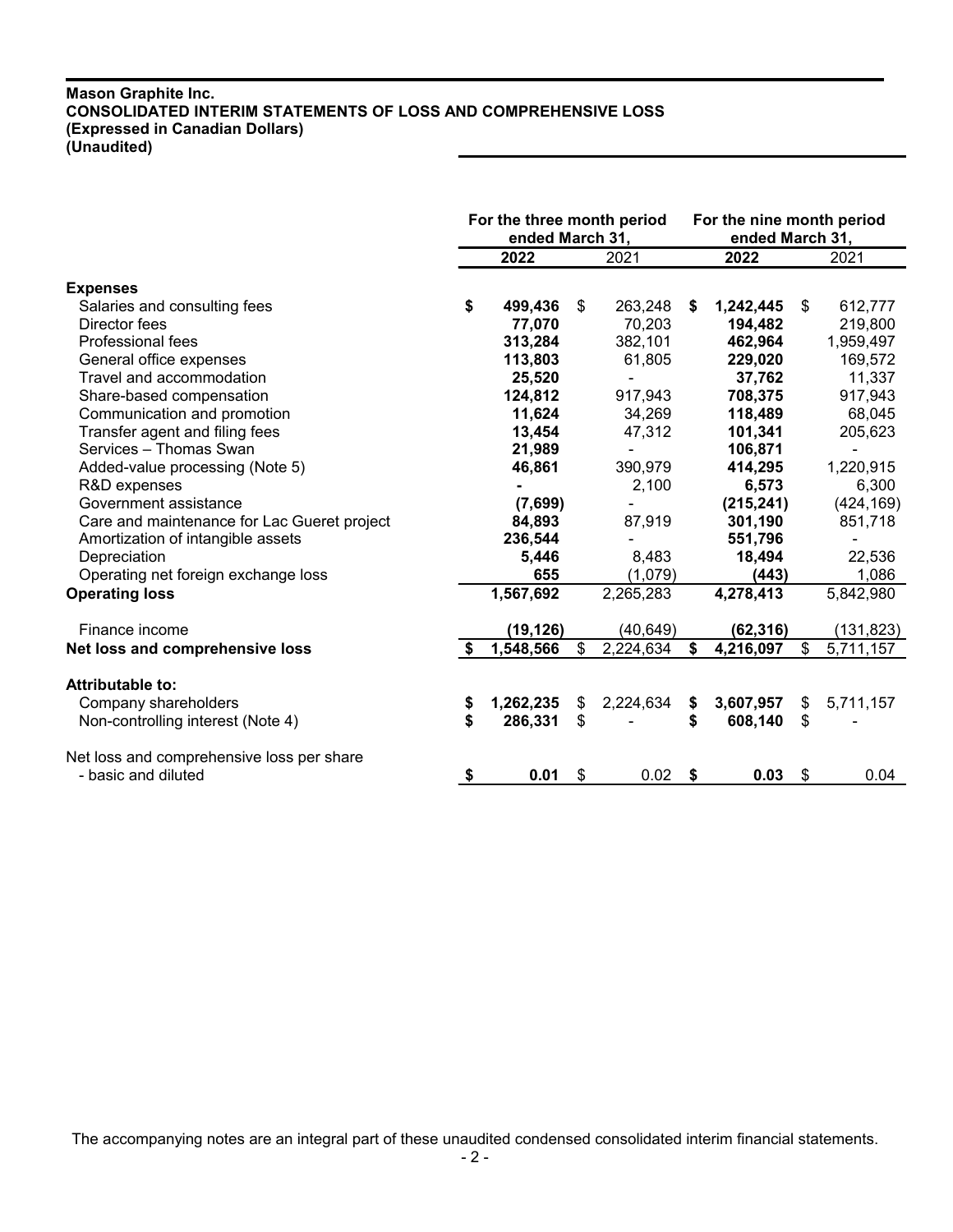**Mason Graphite Inc.**
**CONSOLIDATED INTERIM STATEMENTS OF LOSS AND COMPREHENSIVE LOSS**
**(Expressed in Canadian Dollars)**
**(Unaudited)**

| | For the three month period ended March 31, | | For the nine month period ended March 31, | |
|---|---|---|---|---|
| | **2022** | 2021 | **2022** | 2021 |
| **Expenses** | | | | |
| Salaries and consulting fees | **$ 499,436** | $ 263,248 | **$ 1,242,445** | $ 612,777 |
| Director fees | **77,070** | 70,203 | **194,482** | 219,800 |
| Professional fees | **313,284** | 382,101 | **462,964** | 1,959,497 |
| General office expenses | **113,803** | 61,805 | **229,020** | 169,572 |
| Travel and accommodation | **25,520** | - | **37,762** | 11,337 |
| Share-based compensation | **124,812** | 917,943 | **708,375** | 917,943 |
| Communication and promotion | **11,624** | 34,269 | **118,489** | 68,045 |
| Transfer agent and filing fees | **13,454** | 47,312 | **101,341** | 205,623 |
| Services – Thomas Swan | **21,989** | - | **106,871** | - |
| Added-value processing (Note 5) | **46,861** | 390,979 | **414,295** | 1,220,915 |
| R&D expenses | **-** | 2,100 | **6,573** | 6,300 |
| Government assistance | **(7,699)** | - | **(215,241)** | (424,169) |
| Care and maintenance for Lac Gueret project | **84,893** | 87,919 | **301,190** | 851,718 |
| Amortization of intangible assets | **236,544** | - | **551,796** | - |
| Depreciation | **5,446** | 8,483 | **18,494** | 22,536 |
| Operating net foreign exchange loss | **655** | (1,079) | **(443)** | 1,086 |
| **Operating loss** | **1,567,692** | 2,265,283 | **4,278,413** | 5,842,980 |
| Finance income | **(19,126)** | (40,649) | **(62,316)** | (131,823) |
| **Net loss and comprehensive loss** | **$ 1,548,566** | $ 2,224,634 | **$ 4,216,097** | $ 5,711,157 |
| **Attributable to:** | | | | |
| Company shareholders | **$ 1,262,235** | $ 2,224,634 | **$ 3,607,957** | $ 5,711,157 |
| Non-controlling interest (Note 4) | **$ 286,331** | $ - | **$ 608,140** | $ - |
| Net loss and comprehensive loss per share - basic and diluted | **$ 0.01** | $ 0.02 | **$ 0.03** | $ 0.04 |

The accompanying notes are an integral part of these unaudited condensed consolidated interim financial statements.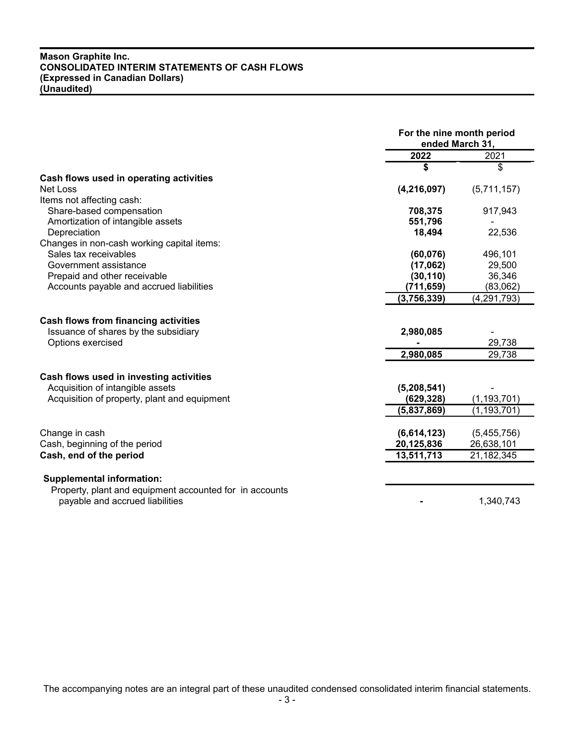**Mason Graphite Inc.**
**CONSOLIDATED INTERIM STATEMENTS OF CASH FLOWS**
**(Expressed in Canadian Dollars)**
**(Unaudited)**

| | For the nine month period ended March 31, | |
|---|---|---|
| | **2022** | 2021 |
| | **$** | $ |
| **Cash flows used in operating activities** | | |
| Net Loss | **(4,216,097)** | (5,711,157) |
| Items not affecting cash: | | |
| Share-based compensation | **708,375** | 917,943 |
| Amortization of intangible assets | **551,796** | - |
| Depreciation | **18,494** | 22,536 |
| Changes in non-cash working capital items: | | |
| Sales tax receivables | **(60,076)** | 496,101 |
| Government assistance | **(17,062)** | 29,500 |
| Prepaid and other receivable | **(30,110)** | 36,346 |
| Accounts payable and accrued liabilities | **(711,659)** | (83,062) |
| | **(3,756,339)** | (4,291,793) |
| **Cash flows from financing activities** | | |
| Issuance of shares by the subsidiary | **2,980,085** | - |
| Options exercised | **-** | 29,738 |
| | **2,980,085** | 29,738 |
| **Cash flows used in investing activities** | | |
| Acquisition of intangible assets | **(5,208,541)** | - |
| Acquisition of property, plant and equipment | **(629,328)** | (1,193,701) |
| | **(5,837,869)** | (1,193,701) |
| Change in cash | **(6,614,123)** | (5,455,756) |
| Cash, beginning of the period | **20,125,836** | 26,638,101 |
| **Cash, end of the period** | **13,511,713** | 21,182,345 |
| **Supplemental information:** | | |
| Property, plant and equipment accounted for in accounts payable and accrued liabilities | **-** | 1,340,743 |

The accompanying notes are an integral part of these unaudited condensed consolidated interim financial statements.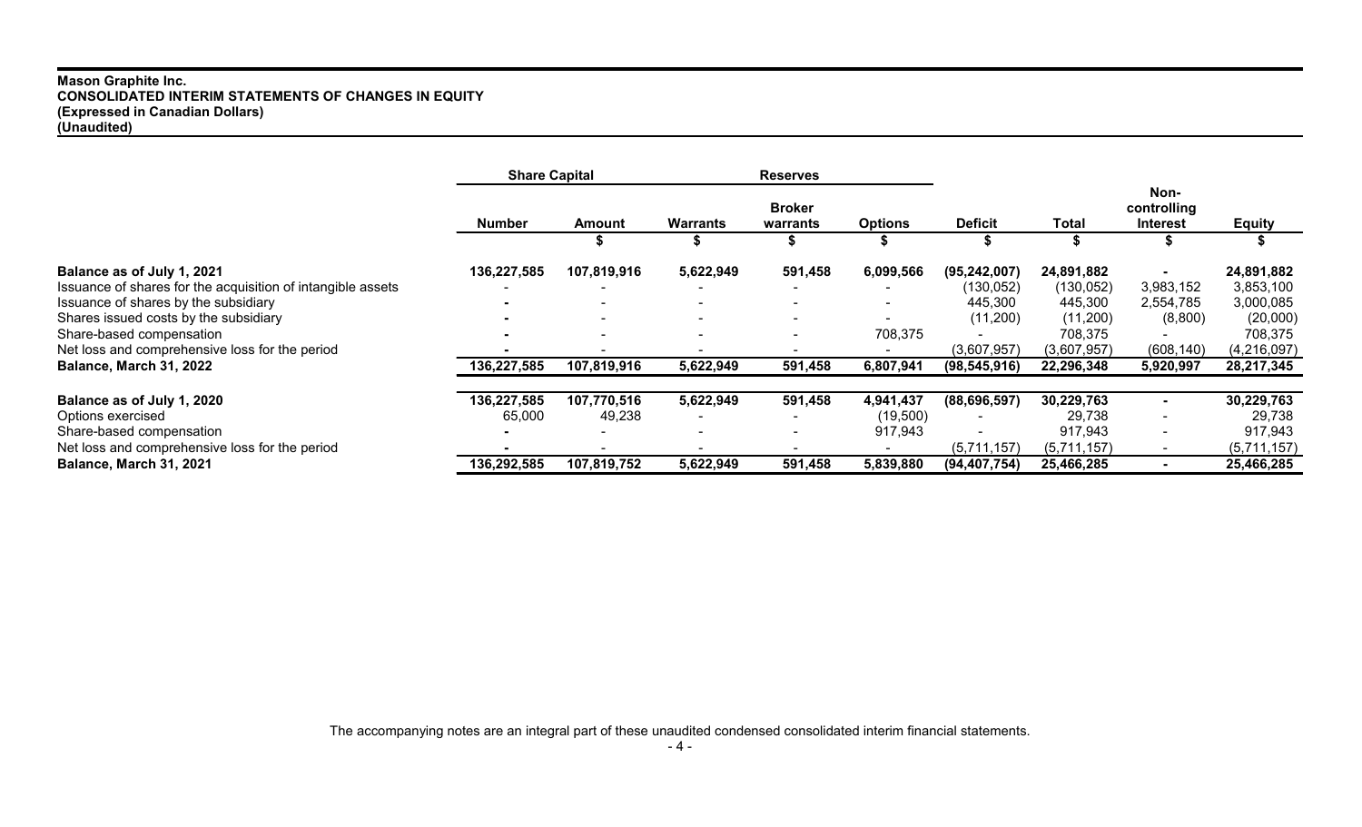**Mason Graphite Inc.**
**CONSOLIDATED INTERIM STATEMENTS OF CHANGES IN EQUITY**
**(Expressed in Canadian Dollars)**
**(Unaudited)**

| | Share Capital | | Reserves | | | | | | |
|---|---|---|---|---|---|---|---|---|---|
| | Number | Amount | Warrants | Broker warrants | Options | Deficit | Total | Non-controlling Interest | Equity |
| | | $ | $ | $ | $ | $ | $ | $ | $ |
| **Balance as of July 1, 2021** | **136,227,585** | **107,819,916** | **5,622,949** | **591,458** | **6,099,566** | **(95,242,007)** | **24,891,882** | **-** | **24,891,882** |
| Issuance of shares for the acquisition of intangible assets | - | - | - | - | - | (130,052) | (130,052) | 3,983,152 | 3,853,100 |
| Issuance of shares by the subsidiary | - | - | - | - | - | 445,300 | 445,300 | 2,554,785 | 3,000,085 |
| Shares issued costs by the subsidiary | - | - | - | - | - | (11,200) | (11,200) | (8,800) | (20,000) |
| Share-based compensation | - | - | - | - | 708,375 | - | 708,375 | - | 708,375 |
| Net loss and comprehensive loss for the period | - | - | - | - | - | (3,607,957) | (3,607,957) | (608,140) | (4,216,097) |
| **Balance, March 31, 2022** | **136,227,585** | **107,819,916** | **5,622,949** | **591,458** | **6,807,941** | **(98,545,916)** | **22,296,348** | **5,920,997** | **28,217,345** |
| | | | | | | | | | |
| **Balance as of July 1, 2020** | **136,227,585** | **107,770,516** | **5,622,949** | **591,458** | **4,941,437** | **(88,696,597)** | **30,229,763** | **-** | **30,229,763** |
| Options exercised | 65,000 | 49,238 | - | - | (19,500) | - | 29,738 | - | 29,738 |
| Share-based compensation | - | - | - | - | 917,943 | - | 917,943 | - | 917,943 |
| Net loss and comprehensive loss for the period | - | - | - | - | - | (5,711,157) | (5,711,157) | - | (5,711,157) |
| **Balance, March 31, 2021** | **136,292,585** | **107,819,752** | **5,622,949** | **591,458** | **5,839,880** | **(94,407,754)** | **25,466,285** | **-** | **25,466,285** |

The accompanying notes are an integral part of these unaudited condensed consolidated interim financial statements.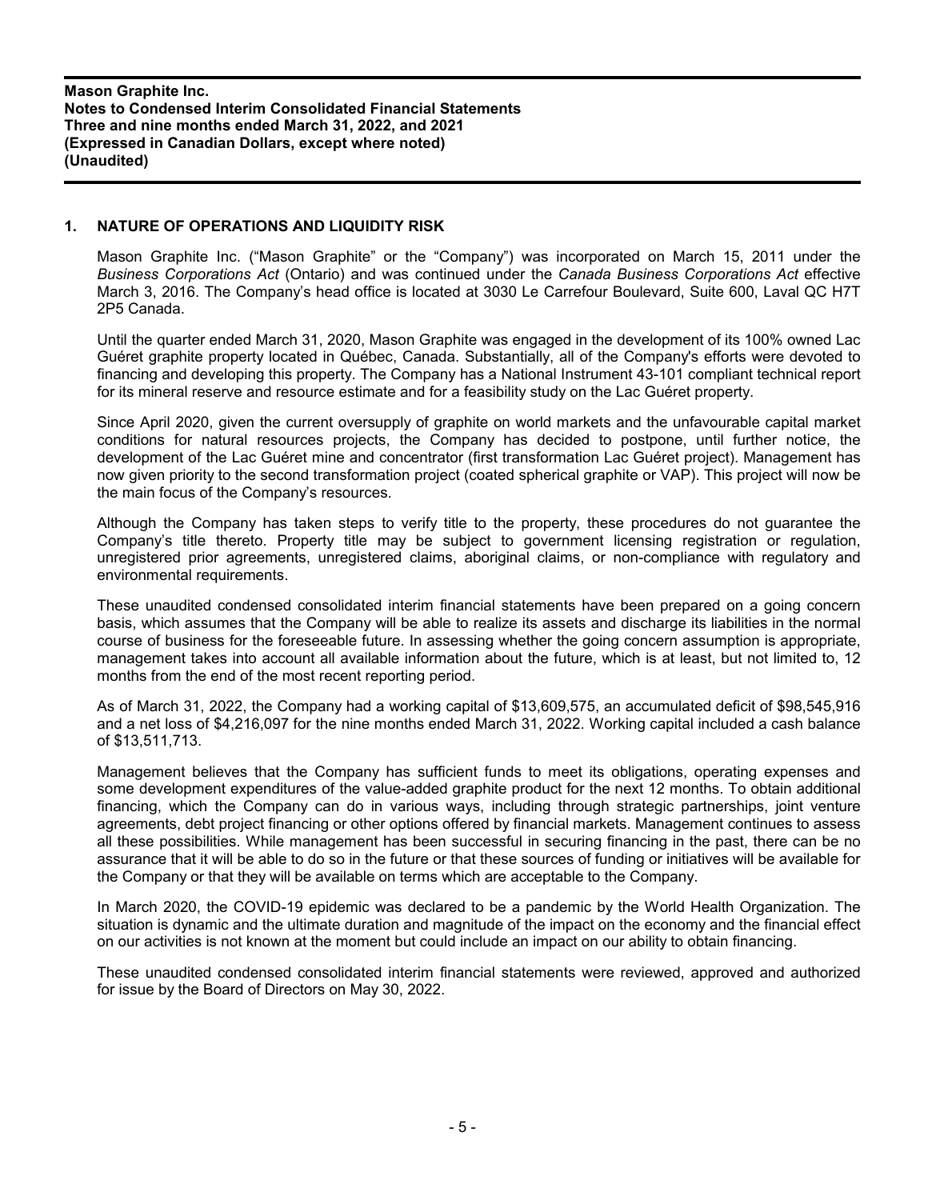## 1. NATURE OF OPERATIONS AND LIQUIDITY RISK

Mason Graphite Inc. ("Mason Graphite" or the "Company") was incorporated on March 15, 2011 under the *Business Corporations Act* (Ontario) and was continued under the *Canada Business Corporations Act* effective March 3, 2016. The Company's head office is located at 3030 Le Carrefour Boulevard, Suite 600, Laval QC H7T 2P5 Canada.

Until the quarter ended March 31, 2020, Mason Graphite was engaged in the development of its 100% owned Lac Guéret graphite property located in Québec, Canada. Substantially, all of the Company's efforts were devoted to financing and developing this property. The Company has a National Instrument 43-101 compliant technical report for its mineral reserve and resource estimate and for a feasibility study on the Lac Guéret property.

Since April 2020, given the current oversupply of graphite on world markets and the unfavourable capital market conditions for natural resources projects, the Company has decided to postpone, until further notice, the development of the Lac Guéret mine and concentrator (first transformation Lac Guéret project). Management has now given priority to the second transformation project (coated spherical graphite or VAP). This project will now be the main focus of the Company's resources.

Although the Company has taken steps to verify title to the property, these procedures do not guarantee the Company's title thereto. Property title may be subject to government licensing registration or regulation, unregistered prior agreements, unregistered claims, aboriginal claims, or non-compliance with regulatory and environmental requirements.

These unaudited condensed consolidated interim financial statements have been prepared on a going concern basis, which assumes that the Company will be able to realize its assets and discharge its liabilities in the normal course of business for the foreseeable future. In assessing whether the going concern assumption is appropriate, management takes into account all available information about the future, which is at least, but not limited to, 12 months from the end of the most recent reporting period.

As of March 31, 2022, the Company had a working capital of $13,609,575, an accumulated deficit of $98,545,916 and a net loss of $4,216,097 for the nine months ended March 31, 2022. Working capital included a cash balance of $13,511,713.

Management believes that the Company has sufficient funds to meet its obligations, operating expenses and some development expenditures of the value-added graphite product for the next 12 months. To obtain additional financing, which the Company can do in various ways, including through strategic partnerships, joint venture agreements, debt project financing or other options offered by financial markets. Management continues to assess all these possibilities. While management has been successful in securing financing in the past, there can be no assurance that it will be able to do so in the future or that these sources of funding or initiatives will be available for the Company or that they will be available on terms which are acceptable to the Company.

In March 2020, the COVID-19 epidemic was declared to be a pandemic by the World Health Organization. The situation is dynamic and the ultimate duration and magnitude of the impact on the economy and the financial effect on our activities is not known at the moment but could include an impact on our ability to obtain financing.

These unaudited condensed consolidated interim financial statements were reviewed, approved and authorized for issue by the Board of Directors on May 30, 2022.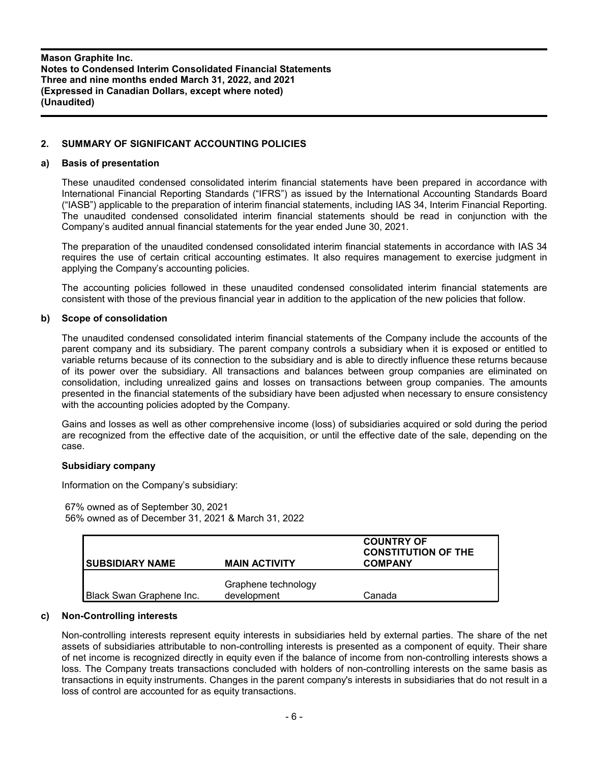## 2. SUMMARY OF SIGNIFICANT ACCOUNTING POLICIES

### a) Basis of presentation

These unaudited condensed consolidated interim financial statements have been prepared in accordance with International Financial Reporting Standards ("IFRS") as issued by the International Accounting Standards Board ("IASB") applicable to the preparation of interim financial statements, including IAS 34, Interim Financial Reporting. The unaudited condensed consolidated interim financial statements should be read in conjunction with the Company's audited annual financial statements for the year ended June 30, 2021.

The preparation of the unaudited condensed consolidated interim financial statements in accordance with IAS 34 requires the use of certain critical accounting estimates. It also requires management to exercise judgment in applying the Company's accounting policies.

The accounting policies followed in these unaudited condensed consolidated interim financial statements are consistent with those of the previous financial year in addition to the application of the new policies that follow.

### b) Scope of consolidation

The unaudited condensed consolidated interim financial statements of the Company include the accounts of the parent company and its subsidiary. The parent company controls a subsidiary when it is exposed or entitled to variable returns because of its connection to the subsidiary and is able to directly influence these returns because of its power over the subsidiary. All transactions and balances between group companies are eliminated on consolidation, including unrealized gains and losses on transactions between group companies. The amounts presented in the financial statements of the subsidiary have been adjusted when necessary to ensure consistency with the accounting policies adopted by the Company.

Gains and losses as well as other comprehensive income (loss) of subsidiaries acquired or sold during the period are recognized from the effective date of the acquisition, or until the effective date of the sale, depending on the case.

**Subsidiary company**

Information on the Company's subsidiary:

67% owned as of September 30, 2021
56% owned as of December 31, 2021 & March 31, 2022

| SUBSIDIARY NAME | MAIN ACTIVITY | COUNTRY OF CONSTITUTION OF THE COMPANY |
|---|---|---|
| Black Swan Graphene Inc. | Graphene technology development | Canada |

### c) Non-Controlling interests

Non-controlling interests represent equity interests in subsidiaries held by external parties. The share of the net assets of subsidiaries attributable to non-controlling interests is presented as a component of equity. Their share of net income is recognized directly in equity even if the balance of income from non-controlling interests shows a loss. The Company treats transactions concluded with holders of non-controlling interests on the same basis as transactions in equity instruments. Changes in the parent company's interests in subsidiaries that do not result in a loss of control are accounted for as equity transactions.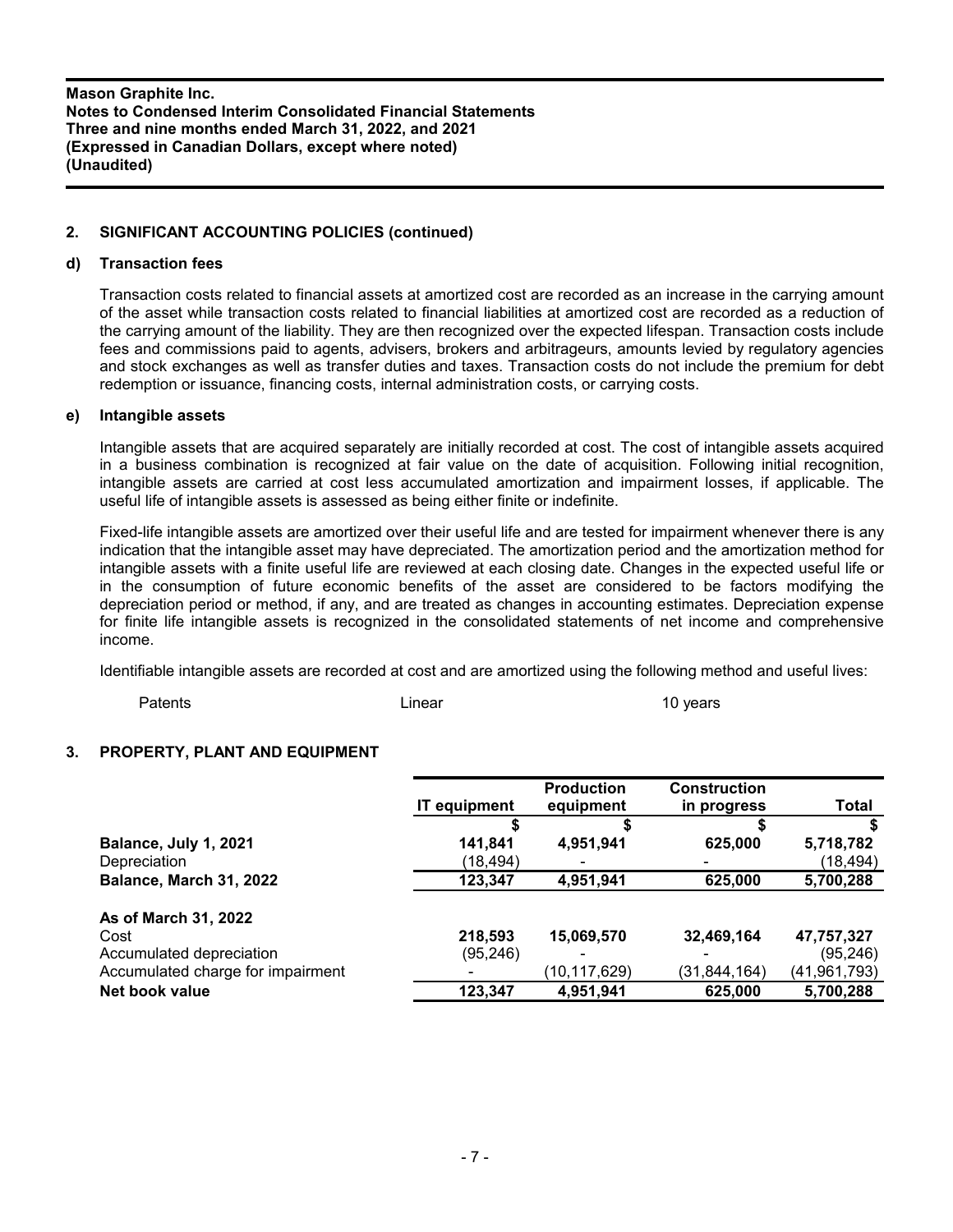## 2. SIGNIFICANT ACCOUNTING POLICIES (continued)

### d) Transaction fees

Transaction costs related to financial assets at amortized cost are recorded as an increase in the carrying amount of the asset while transaction costs related to financial liabilities at amortized cost are recorded as a reduction of the carrying amount of the liability. They are then recognized over the expected lifespan. Transaction costs include fees and commissions paid to agents, advisers, brokers and arbitrageurs, amounts levied by regulatory agencies and stock exchanges as well as transfer duties and taxes. Transaction costs do not include the premium for debt redemption or issuance, financing costs, internal administration costs, or carrying costs.

### e) Intangible assets

Intangible assets that are acquired separately are initially recorded at cost. The cost of intangible assets acquired in a business combination is recognized at fair value on the date of acquisition. Following initial recognition, intangible assets are carried at cost less accumulated amortization and impairment losses, if applicable. The useful life of intangible assets is assessed as being either finite or indefinite.

Fixed-life intangible assets are amortized over their useful life and are tested for impairment whenever there is any indication that the intangible asset may have depreciated. The amortization period and the amortization method for intangible assets with a finite useful life are reviewed at each closing date. Changes in the expected useful life or in the consumption of future economic benefits of the asset are considered to be factors modifying the depreciation period or method, if any, and are treated as changes in accounting estimates. Depreciation expense for finite life intangible assets is recognized in the consolidated statements of net income and comprehensive income.

Identifiable intangible assets are recorded at cost and are amortized using the following method and useful lives:

| | | |
|---|---|---|
| Patents | Linear | 10 years |

## 3. PROPERTY, PLANT AND EQUIPMENT

| | IT equipment | Production equipment | Construction in progress | Total |
|---|---|---|---|---|
| | $ | $ | $ | $ |
| **Balance, July 1, 2021** | **141,841** | **4,951,941** | **625,000** | **5,718,782** |
| Depreciation | (18,494) | - | - | (18,494) |
| **Balance, March 31, 2022** | **123,347** | **4,951,941** | **625,000** | **5,700,288** |
| | | | | |
| **As of March 31, 2022** | | | | |
| Cost | 218,593 | 15,069,570 | 32,469,164 | 47,757,327 |
| Accumulated depreciation | (95,246) | - | - | (95,246) |
| Accumulated charge for impairment | - | (10,117,629) | (31,844,164) | (41,961,793) |
| **Net book value** | **123,347** | **4,951,941** | **625,000** | **5,700,288** |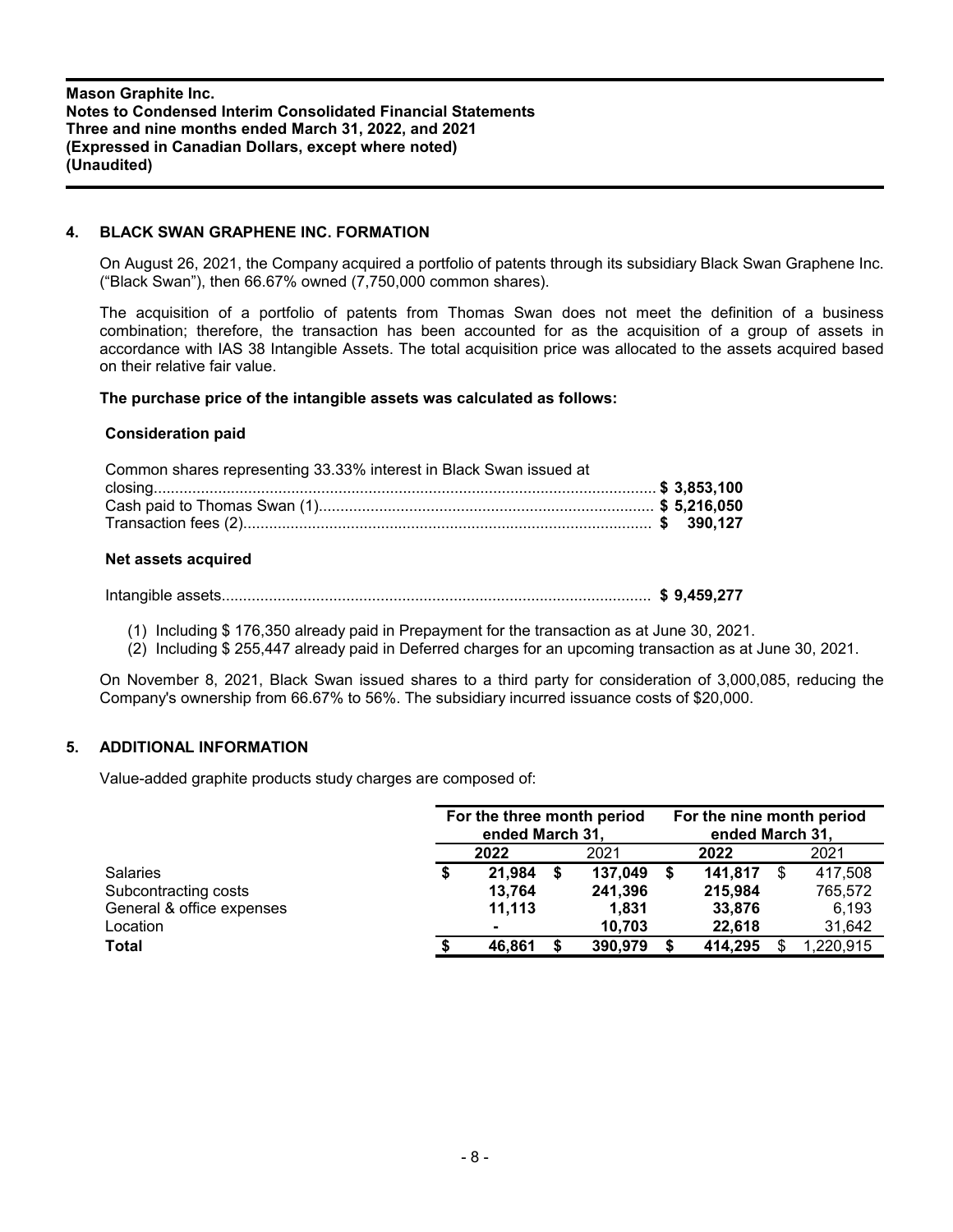## 4. BLACK SWAN GRAPHENE INC. FORMATION

On August 26, 2021, the Company acquired a portfolio of patents through its subsidiary Black Swan Graphene Inc. ("Black Swan"), then 66.67% owned (7,750,000 common shares).

The acquisition of a portfolio of patents from Thomas Swan does not meet the definition of a business combination; therefore, the transaction has been accounted for as the acquisition of a group of assets in accordance with IAS 38 Intangible Assets. The total acquisition price was allocated to the assets acquired based on their relative fair value.

**The purchase price of the intangible assets was calculated as follows:**

**Consideration paid**

| | |
|---|---|
| Common shares representing 33.33% interest in Black Swan issued at closing | **$ 3,853,100** |
| Cash paid to Thomas Swan (1) | **$ 5,216,050** |
| Transaction fees (2) | **$ 390,127** |

**Net assets acquired**

| | |
|---|---|
| Intangible assets | **$ 9,459,277** |

(1) Including $ 176,350 already paid in Prepayment for the transaction as at June 30, 2021.
(2) Including $ 255,447 already paid in Deferred charges for an upcoming transaction as at June 30, 2021.

On November 8, 2021, Black Swan issued shares to a third party for consideration of 3,000,085, reducing the Company's ownership from 66.67% to 56%. The subsidiary incurred issuance costs of $20,000.

## 5. ADDITIONAL INFORMATION

Value-added graphite products study charges are composed of:

| | For the three month period ended March 31, | | For the nine month period ended March 31, | |
|---|---|---|---|---|
| | **2022** | 2021 | **2022** | 2021 |
| Salaries | **$ 21,984** | **$ 137,049** | **$ 141,817** | $ 417,508 |
| Subcontracting costs | **13,764** | **241,396** | **215,984** | 765,572 |
| General & office expenses | **11,113** | **1,831** | **33,876** | 6,193 |
| Location | **-** | **10,703** | **22,618** | 31,642 |
| **Total** | **$ 46,861** | **$ 390,979** | **$ 414,295** | $ 1,220,915 |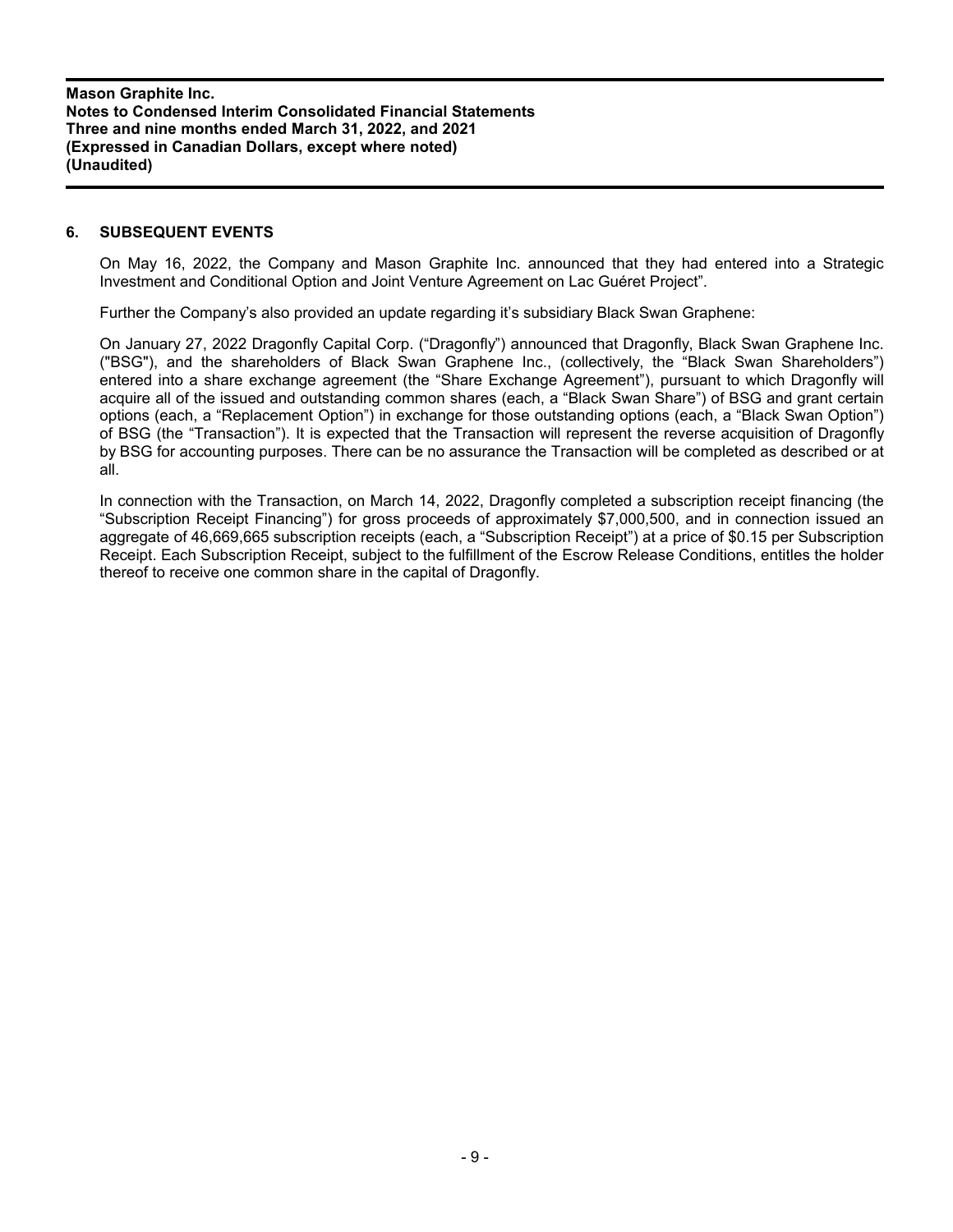## 6. SUBSEQUENT EVENTS

On May 16, 2022, the Company and Mason Graphite Inc. announced that they had entered into a Strategic Investment and Conditional Option and Joint Venture Agreement on Lac Guéret Project".

Further the Company's also provided an update regarding it's subsidiary Black Swan Graphene:

On January 27, 2022 Dragonfly Capital Corp. ("Dragonfly") announced that Dragonfly, Black Swan Graphene Inc. ("BSG"), and the shareholders of Black Swan Graphene Inc., (collectively, the "Black Swan Shareholders") entered into a share exchange agreement (the "Share Exchange Agreement"), pursuant to which Dragonfly will acquire all of the issued and outstanding common shares (each, a "Black Swan Share") of BSG and grant certain options (each, a "Replacement Option") in exchange for those outstanding options (each, a "Black Swan Option") of BSG (the "Transaction"). It is expected that the Transaction will represent the reverse acquisition of Dragonfly by BSG for accounting purposes. There can be no assurance the Transaction will be completed as described or at all.

In connection with the Transaction, on March 14, 2022, Dragonfly completed a subscription receipt financing (the "Subscription Receipt Financing") for gross proceeds of approximately $7,000,500, and in connection issued an aggregate of 46,669,665 subscription receipts (each, a "Subscription Receipt") at a price of $0.15 per Subscription Receipt. Each Subscription Receipt, subject to the fulfillment of the Escrow Release Conditions, entitles the holder thereof to receive one common share in the capital of Dragonfly.